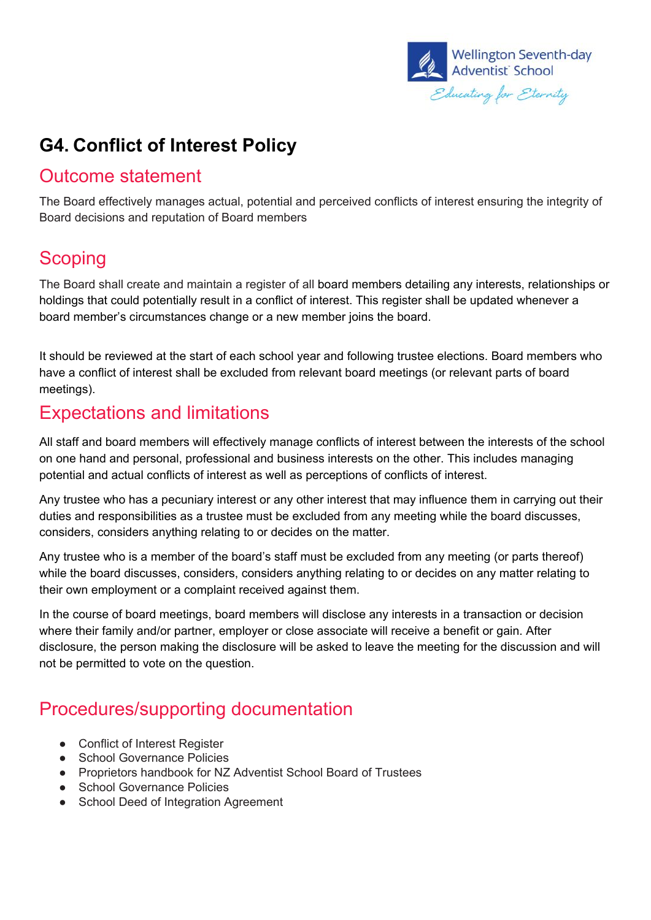# G4. Conflict of Interest Policy

## Outcome statement

The Board effectively manages actual, potential and perceived conflicts of interest ensuring the integrity of Board decisions and reputation of Board members

## Scoping

The Board shall create and maintain a register of all board members detailing any interests, relationships or holdings that could potentially result in a conflict of interest. This register shall be updated whenever a board member's circumstances change or a new member joins the board.

It should be reviewed at the start of each school year and following trustee elections. Board members who have a conflict of interest shall be excluded from relevant board meetings (or relevant parts of board meetings).

## Expectations and limitations

All staff and board members will effectively manage conflicts of interest between the interests of the school on one hand and personal, professional and business interests on the other. This includes managing potential and actual conflicts of interest as well as perceptions of conflicts of interest.

Any trustee who has a pecuniary interest or any other interest that may influence them in carrying out their duties and responsibilities as a trustee must be excluded from any meeting while the board discusses, considers, considers anything relating to or decides on the matter.

Any trustee who is a member of the board's staff must be excluded from any meeting (or parts thereof) while the board discusses, considers, considers anything relating to or decides on any matter relating to their own employment or a complaint received against them.

In the course of board meetings, board members will disclose any interests in a transaction or decision where their family and/or partner, employer or close associate will receive a benefit or gain. After disclosure, the person making the disclosure will be asked to leave the meeting for the discussion and will not be permitted to vote on the question.

## Procedures/supporting documentation

- Conflict of Interest Register
- School Governance Policies
- Proprietors handbook for NZ Adventist School Board of Trustees
- School Governance Policies
- School Deed of Integration Agreement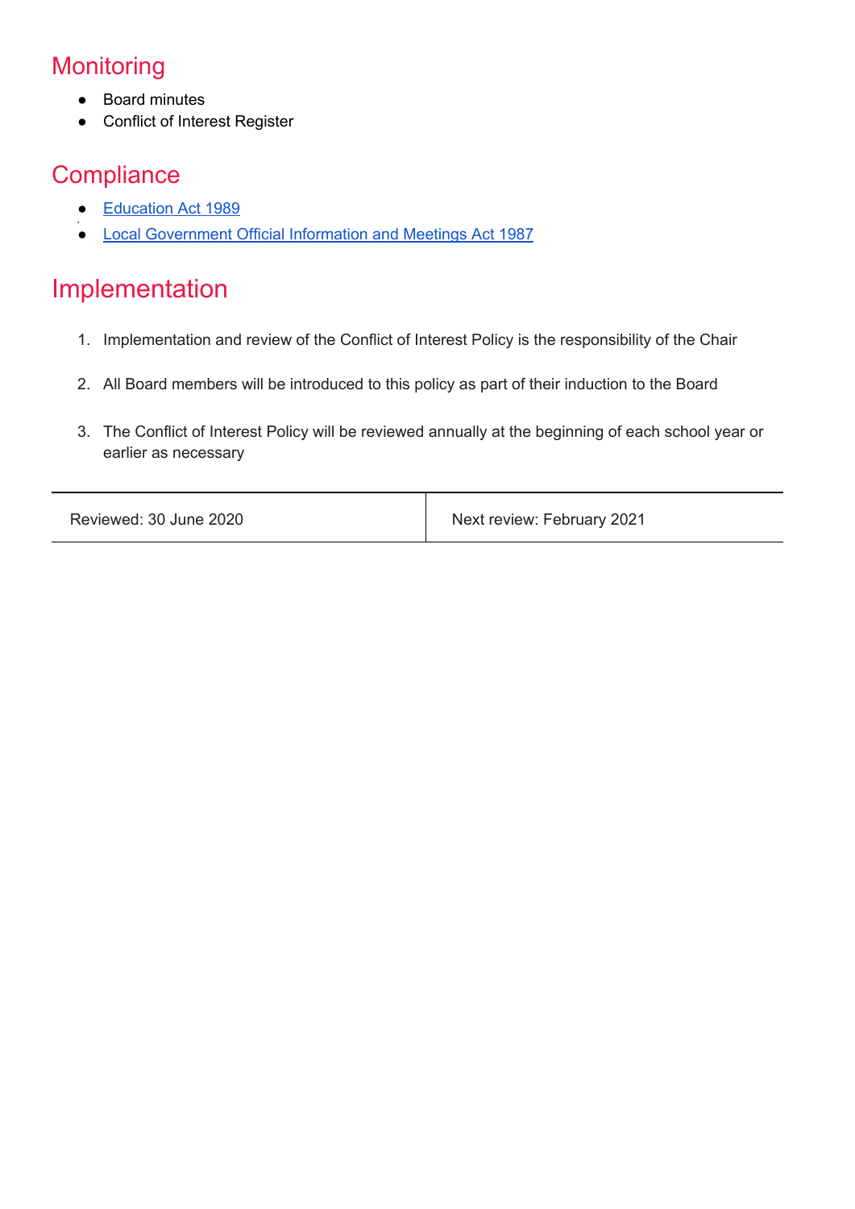## Monitoring

- Board minutes
- Conflict of Interest Register

## Compliance

- [Education Act 1989]
- [Local Government Official Information and Meetings Act 1987]

## Implementation

1. Implementation and review of the Conflict of Interest Policy is the responsibility of the Chair
2. All Board members will be introduced to this policy as part of their induction to the Board
3. The Conflict of Interest Policy will be reviewed annually at the beginning of each school year or earlier as necessary

| | |
|---|---|
| Reviewed: 30 June 2020 | Next review: February 2021 |